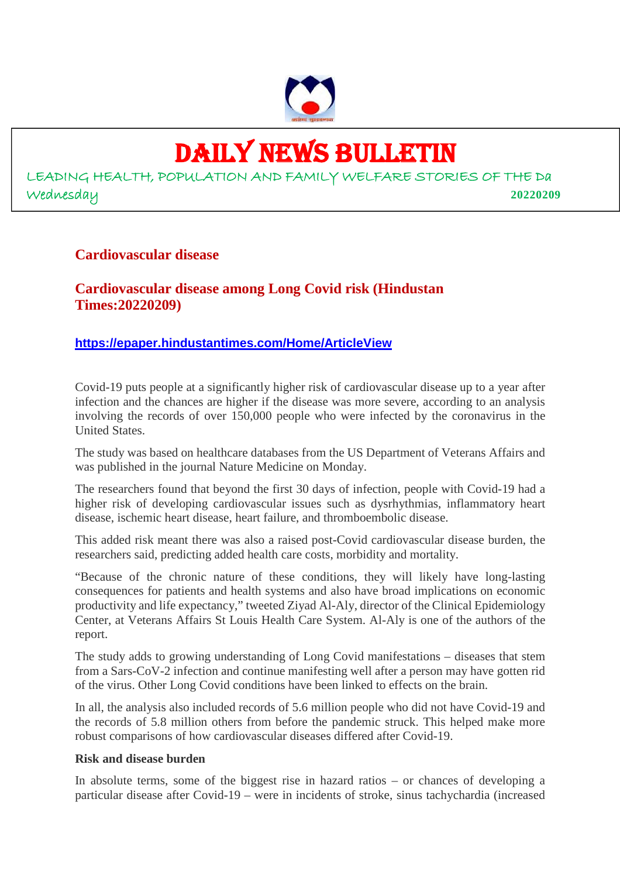# DAILY NEWS BULLETIN

LEADING HEALTH, POPULATION AND FAMILY WELFARE STORIES OF THE Da

Wednesday **20220209**

## Cardiovascular disease

## Cardiovascular disease among Long Covid risk (Hindustan Times:20220209)

**https://epaper.hindustantimes.com/Home/ArticleView**

Covid-19 puts people at a significantly higher risk of cardiovascular disease up to a year after infection and the chances are higher if the disease was more severe, according to an analysis involving the records of over 150,000 people who were infected by the coronavirus in the United States.

The study was based on healthcare databases from the US Department of Veterans Affairs and was published in the journal Nature Medicine on Monday.

The researchers found that beyond the first 30 days of infection, people with Covid-19 had a higher risk of developing cardiovascular issues such as dysrhythmias, inflammatory heart disease, ischemic heart disease, heart failure, and thromboembolic disease.

This added risk meant there was also a raised post-Covid cardiovascular disease burden, the researchers said, predicting added health care costs, morbidity and mortality.

"Because of the chronic nature of these conditions, they will likely have long-lasting consequences for patients and health systems and also have broad implications on economic productivity and life expectancy," tweeted Ziyad Al-Aly, director of the Clinical Epidemiology Center, at Veterans Affairs St Louis Health Care System. Al-Aly is one of the authors of the report.

The study adds to growing understanding of Long Covid manifestations – diseases that stem from a Sars-CoV-2 infection and continue manifesting well after a person may have gotten rid of the virus. Other Long Covid conditions have been linked to effects on the brain.

In all, the analysis also included records of 5.6 million people who did not have Covid-19 and the records of 5.8 million others from before the pandemic struck. This helped make more robust comparisons of how cardiovascular diseases differed after Covid-19.

**Risk and disease burden**

In absolute terms, some of the biggest rise in hazard ratios – or chances of developing a particular disease after Covid-19 – were in incidents of stroke, sinus tachychardia (increased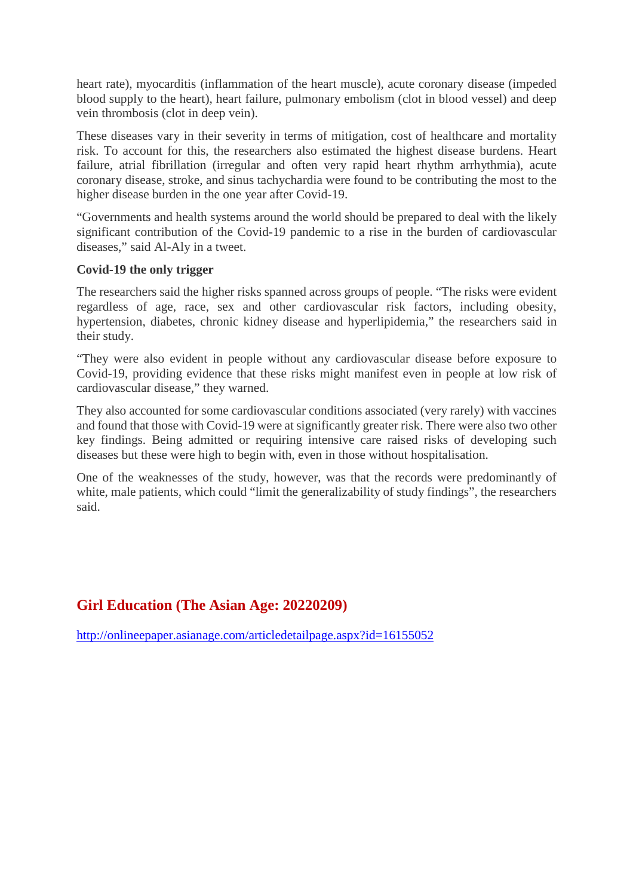heart rate), myocarditis (inflammation of the heart muscle), acute coronary disease (impeded blood supply to the heart), heart failure, pulmonary embolism (clot in blood vessel) and deep vein thrombosis (clot in deep vein).

These diseases vary in their severity in terms of mitigation, cost of healthcare and mortality risk. To account for this, the researchers also estimated the highest disease burdens. Heart failure, atrial fibrillation (irregular and often very rapid heart rhythm arrhythmia), acute coronary disease, stroke, and sinus tachychardia were found to be contributing the most to the higher disease burden in the one year after Covid-19.

"Governments and health systems around the world should be prepared to deal with the likely significant contribution of the Covid-19 pandemic to a rise in the burden of cardiovascular diseases," said Al-Aly in a tweet.

**Covid-19 the only trigger**

The researchers said the higher risks spanned across groups of people. "The risks were evident regardless of age, race, sex and other cardiovascular risk factors, including obesity, hypertension, diabetes, chronic kidney disease and hyperlipidemia," the researchers said in their study.

"They were also evident in people without any cardiovascular disease before exposure to Covid-19, providing evidence that these risks might manifest even in people at low risk of cardiovascular disease," they warned.

They also accounted for some cardiovascular conditions associated (very rarely) with vaccines and found that those with Covid-19 were at significantly greater risk. There were also two other key findings. Being admitted or requiring intensive care raised risks of developing such diseases but these were high to begin with, even in those without hospitalisation.

One of the weaknesses of the study, however, was that the records were predominantly of white, male patients, which could "limit the generalizability of study findings", the researchers said.

## Girl Education (The Asian Age: 20220209)

http://onlineepaper.asianage.com/articledetailpage.aspx?id=16155052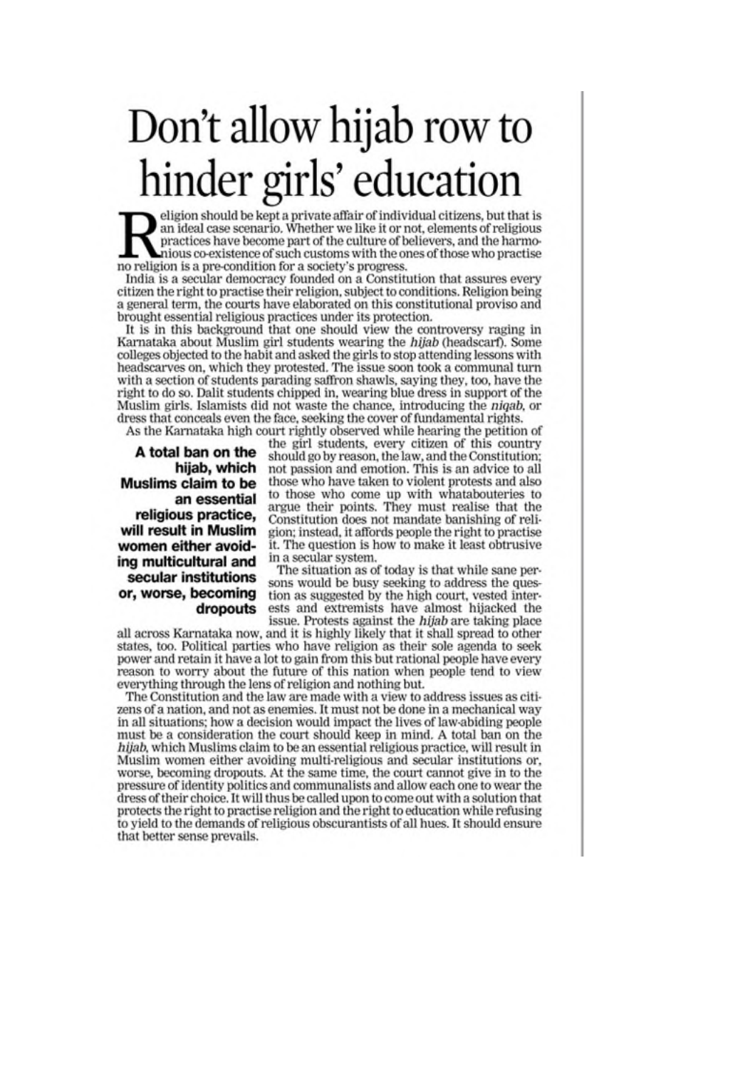# Don't allow hijab row to hinder girls' education

Religion should be kept a private affair of individual citizens, but that is an ideal case scenario. Whether we like it or not, elements of religious practices have become part of the culture of believers, and the harmonious co-existence of such customs with the ones of those who practise no religion is a pre-condition for a society's progress.

India is a secular democracy founded on a Constitution that assures every citizen the right to practise their religion, subject to conditions. Religion being a general term, the courts have elaborated on this constitutional proviso and brought essential religious practices under its protection.

It is in this background that one should view the controversy raging in Karnataka about Muslim girl students wearing the *hijab* (headscarf). Some colleges objected to the habit and asked the girls to stop attending lessons with headscarves on, which they protested. The issue soon took a communal turn with a section of students parading saffron shawls, saying they, too, have the right to do so. Dalit students chipped in, wearing blue dress in support of the Muslim girls. Islamists did not waste the chance, introducing the *niqab*, or dress that conceals even the face, seeking the cover of fundamental rights.

As the Karnataka high court rightly observed while hearing the petition of the girl students, every citizen of this country should go by reason, the law, and the Constitution; not passion and emotion. This is an advice to all those who have taken to violent protests and also to those who come up with whatabouteries to argue their points. They must realise that the Constitution does not mandate banishing of religion; instead, it affords people the right to practise it. The question is how to make it least obtrusive in a secular system.

**A total ban on the hijab, which Muslims claim to be an essential religious practice, will result in Muslim women either avoiding multicultural and secular institutions or, worse, becoming dropouts**

The situation as of today is that while sane persons would be busy seeking to address the question as suggested by the high court, vested interests and extremists have almost hijacked the issue. Protests against the *hijab* are taking place all across Karnataka now, and it is highly likely that it shall spread to other states, too. Political parties who have religion as their sole agenda to seek power and retain it have a lot to gain from this but rational people have every reason to worry about the future of this nation when people tend to view everything through the lens of religion and nothing but.

The Constitution and the law are made with a view to address issues as citizens of a nation, and not as enemies. It must not be done in a mechanical way in all situations; how a decision would impact the lives of law-abiding people must be a consideration the court should keep in mind. A total ban on the *hijab*, which Muslims claim to be an essential religious practice, will result in Muslim women either avoiding multi-religious and secular institutions or, worse, becoming dropouts. At the same time, the court cannot give in to the pressure of identity politics and communalists and allow each one to wear the dress of their choice. It will thus be called upon to come out with a solution that protects the right to practise religion and the right to education while refusing to yield to the demands of religious obscurantists of all hues. It should ensure that better sense prevails.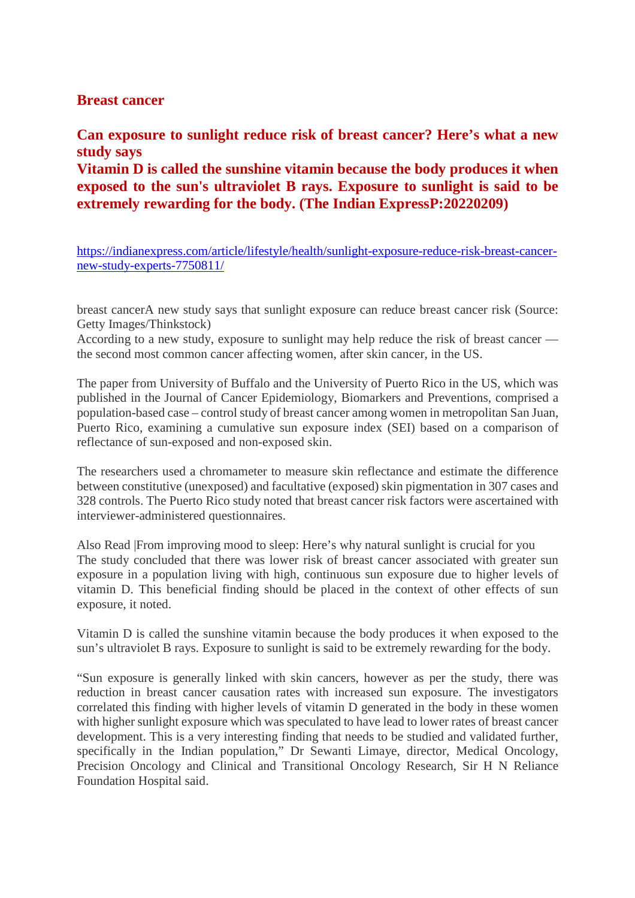## Breast cancer

## Can exposure to sunlight reduce risk of breast cancer? Here's what a new study says

**Vitamin D is called the sunshine vitamin because the body produces it when exposed to the sun's ultraviolet B rays. Exposure to sunlight is said to be extremely rewarding for the body. (The Indian ExpressP:20220209)**

https://indianexpress.com/article/lifestyle/health/sunlight-exposure-reduce-risk-breast-cancer-new-study-experts-7750811/

breast cancerA new study says that sunlight exposure can reduce breast cancer risk (Source: Getty Images/Thinkstock)
According to a new study, exposure to sunlight may help reduce the risk of breast cancer — the second most common cancer affecting women, after skin cancer, in the US.

The paper from University of Buffalo and the University of Puerto Rico in the US, which was published in the Journal of Cancer Epidemiology, Biomarkers and Preventions, comprised a population-based case – control study of breast cancer among women in metropolitan San Juan, Puerto Rico, examining a cumulative sun exposure index (SEI) based on a comparison of reflectance of sun-exposed and non-exposed skin.

The researchers used a chromameter to measure skin reflectance and estimate the difference between constitutive (unexposed) and facultative (exposed) skin pigmentation in 307 cases and 328 controls. The Puerto Rico study noted that breast cancer risk factors were ascertained with interviewer-administered questionnaires.

Also Read |From improving mood to sleep: Here's why natural sunlight is crucial for you
The study concluded that there was lower risk of breast cancer associated with greater sun exposure in a population living with high, continuous sun exposure due to higher levels of vitamin D. This beneficial finding should be placed in the context of other effects of sun exposure, it noted.

Vitamin D is called the sunshine vitamin because the body produces it when exposed to the sun's ultraviolet B rays. Exposure to sunlight is said to be extremely rewarding for the body.

"Sun exposure is generally linked with skin cancers, however as per the study, there was reduction in breast cancer causation rates with increased sun exposure. The investigators correlated this finding with higher levels of vitamin D generated in the body in these women with higher sunlight exposure which was speculated to have lead to lower rates of breast cancer development. This is a very interesting finding that needs to be studied and validated further, specifically in the Indian population," Dr Sewanti Limaye, director, Medical Oncology, Precision Oncology and Clinical and Transitional Oncology Research, Sir H N Reliance Foundation Hospital said.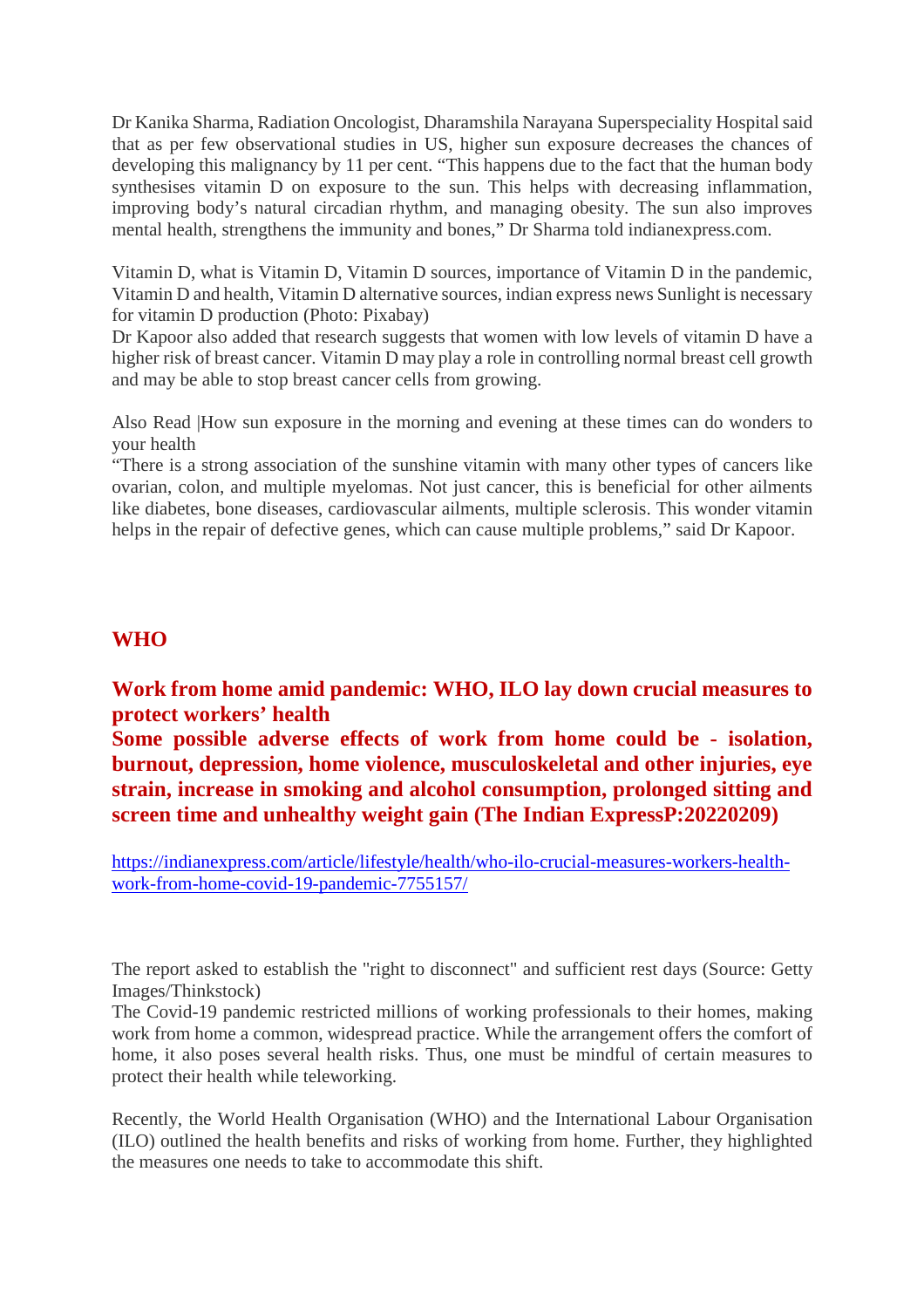Dr Kanika Sharma, Radiation Oncologist, Dharamshila Narayana Superspeciality Hospital said that as per few observational studies in US, higher sun exposure decreases the chances of developing this malignancy by 11 per cent. “This happens due to the fact that the human body synthesises vitamin D on exposure to the sun. This helps with decreasing inflammation, improving body’s natural circadian rhythm, and managing obesity. The sun also improves mental health, strengthens the immunity and bones,” Dr Sharma told indianexpress.com.

Vitamin D, what is Vitamin D, Vitamin D sources, importance of Vitamin D in the pandemic, Vitamin D and health, Vitamin D alternative sources, indian express news Sunlight is necessary for vitamin D production (Photo: Pixabay)
Dr Kapoor also added that research suggests that women with low levels of vitamin D have a higher risk of breast cancer. Vitamin D may play a role in controlling normal breast cell growth and may be able to stop breast cancer cells from growing.

Also Read |How sun exposure in the morning and evening at these times can do wonders to your health
“There is a strong association of the sunshine vitamin with many other types of cancers like ovarian, colon, and multiple myelomas. Not just cancer, this is beneficial for other ailments like diabetes, bone diseases, cardiovascular ailments, multiple sclerosis. This wonder vitamin helps in the repair of defective genes, which can cause multiple problems,” said Dr Kapoor.

## WHO

**Work from home amid pandemic: WHO, ILO lay down crucial measures to protect workers’ health**
**Some possible adverse effects of work from home could be - isolation, burnout, depression, home violence, musculoskeletal and other injuries, eye strain, increase in smoking and alcohol consumption, prolonged sitting and screen time and unhealthy weight gain (The Indian ExpressP:20220209)**

https://indianexpress.com/article/lifestyle/health/who-ilo-crucial-measures-workers-health-work-from-home-covid-19-pandemic-7755157/

The report asked to establish the "right to disconnect" and sufficient rest days (Source: Getty Images/Thinkstock)
The Covid-19 pandemic restricted millions of working professionals to their homes, making work from home a common, widespread practice. While the arrangement offers the comfort of home, it also poses several health risks. Thus, one must be mindful of certain measures to protect their health while teleworking.

Recently, the World Health Organisation (WHO) and the International Labour Organisation (ILO) outlined the health benefits and risks of working from home. Further, they highlighted the measures one needs to take to accommodate this shift.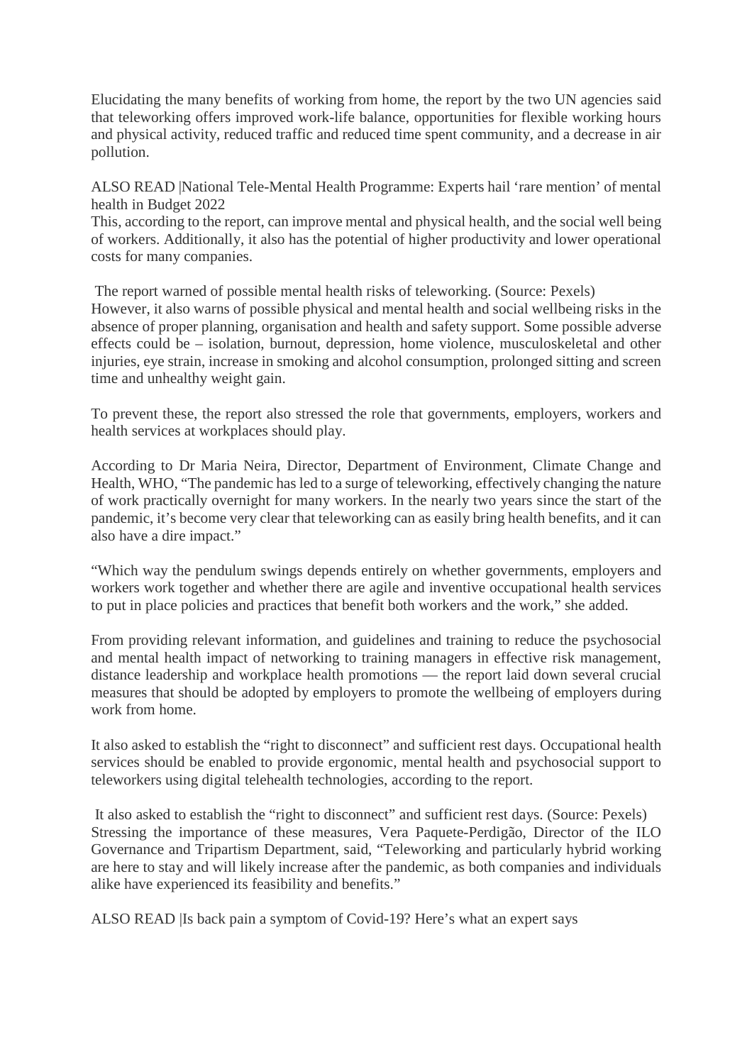Elucidating the many benefits of working from home, the report by the two UN agencies said that teleworking offers improved work-life balance, opportunities for flexible working hours and physical activity, reduced traffic and reduced time spent community, and a decrease in air pollution.

ALSO READ |National Tele-Mental Health Programme: Experts hail 'rare mention' of mental health in Budget 2022

This, according to the report, can improve mental and physical health, and the social well being of workers. Additionally, it also has the potential of higher productivity and lower operational costs for many companies.

The report warned of possible mental health risks of teleworking. (Source: Pexels)

However, it also warns of possible physical and mental health and social wellbeing risks in the absence of proper planning, organisation and health and safety support. Some possible adverse effects could be – isolation, burnout, depression, home violence, musculoskeletal and other injuries, eye strain, increase in smoking and alcohol consumption, prolonged sitting and screen time and unhealthy weight gain.

To prevent these, the report also stressed the role that governments, employers, workers and health services at workplaces should play.

According to Dr Maria Neira, Director, Department of Environment, Climate Change and Health, WHO, "The pandemic has led to a surge of teleworking, effectively changing the nature of work practically overnight for many workers. In the nearly two years since the start of the pandemic, it's become very clear that teleworking can as easily bring health benefits, and it can also have a dire impact."

"Which way the pendulum swings depends entirely on whether governments, employers and workers work together and whether there are agile and inventive occupational health services to put in place policies and practices that benefit both workers and the work," she added.

From providing relevant information, and guidelines and training to reduce the psychosocial and mental health impact of networking to training managers in effective risk management, distance leadership and workplace health promotions — the report laid down several crucial measures that should be adopted by employers to promote the wellbeing of employers during work from home.

It also asked to establish the "right to disconnect" and sufficient rest days. Occupational health services should be enabled to provide ergonomic, mental health and psychosocial support to teleworkers using digital telehealth technologies, according to the report.

It also asked to establish the "right to disconnect" and sufficient rest days. (Source: Pexels)

Stressing the importance of these measures, Vera Paquete-Perdigão, Director of the ILO Governance and Tripartism Department, said, "Teleworking and particularly hybrid working are here to stay and will likely increase after the pandemic, as both companies and individuals alike have experienced its feasibility and benefits."

ALSO READ |Is back pain a symptom of Covid-19? Here's what an expert says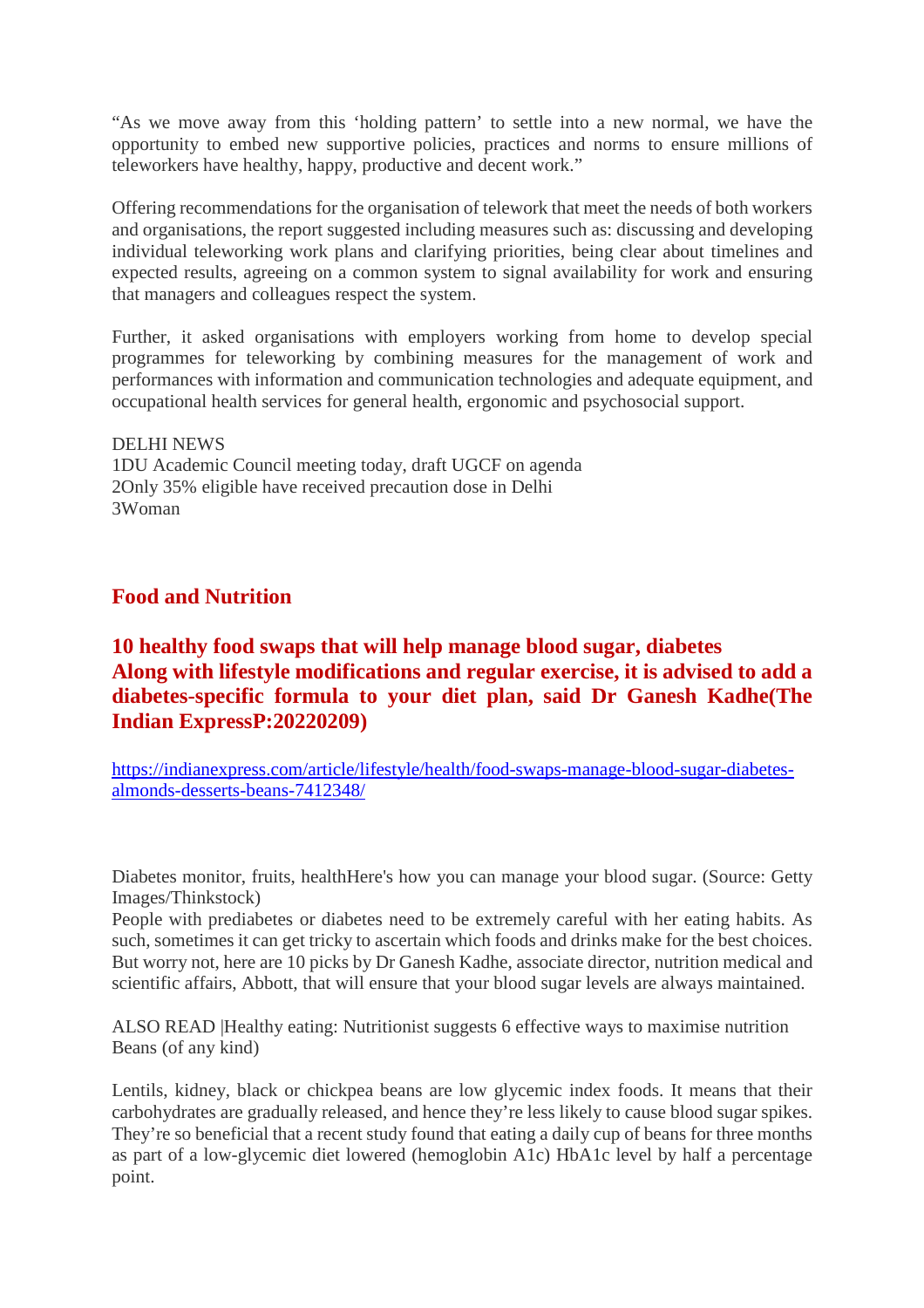“As we move away from this ‘holding pattern’ to settle into a new normal, we have the opportunity to embed new supportive policies, practices and norms to ensure millions of teleworkers have healthy, happy, productive and decent work.”

Offering recommendations for the organisation of telework that meet the needs of both workers and organisations, the report suggested including measures such as: discussing and developing individual teleworking work plans and clarifying priorities, being clear about timelines and expected results, agreeing on a common system to signal availability for work and ensuring that managers and colleagues respect the system.

Further, it asked organisations with employers working from home to develop special programmes for teleworking by combining measures for the management of work and performances with information and communication technologies and adequate equipment, and occupational health services for general health, ergonomic and psychosocial support.

DELHI NEWS
1DU Academic Council meeting today, draft UGCF on agenda
2Only 35% eligible have received precaution dose in Delhi
3Woman

## Food and Nutrition

### 10 healthy food swaps that will help manage blood sugar, diabetes
### Along with lifestyle modifications and regular exercise, it is advised to add a diabetes-specific formula to your diet plan, said Dr Ganesh Kadhe(The Indian ExpressP:20220209)

https://indianexpress.com/article/lifestyle/health/food-swaps-manage-blood-sugar-diabetes-almonds-desserts-beans-7412348/

Diabetes monitor, fruits, healthHere's how you can manage your blood sugar. (Source: Getty Images/Thinkstock)
People with prediabetes or diabetes need to be extremely careful with her eating habits. As such, sometimes it can get tricky to ascertain which foods and drinks make for the best choices. But worry not, here are 10 picks by Dr Ganesh Kadhe, associate director, nutrition medical and scientific affairs, Abbott, that will ensure that your blood sugar levels are always maintained.

ALSO READ |Healthy eating: Nutritionist suggests 6 effective ways to maximise nutrition
Beans (of any kind)

Lentils, kidney, black or chickpea beans are low glycemic index foods. It means that their carbohydrates are gradually released, and hence they’re less likely to cause blood sugar spikes. They’re so beneficial that a recent study found that eating a daily cup of beans for three months as part of a low-glycemic diet lowered (hemoglobin A1c) HbA1c level by half a percentage point.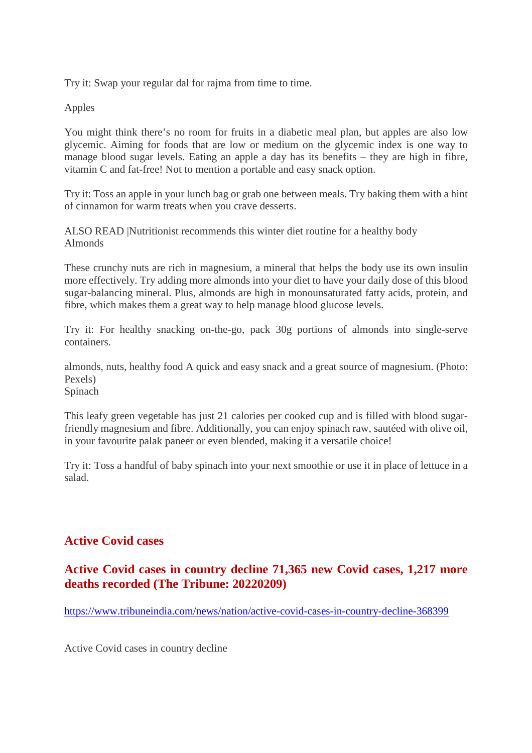Try it: Swap your regular dal for rajma from time to time.

Apples

You might think there's no room for fruits in a diabetic meal plan, but apples are also low glycemic. Aiming for foods that are low or medium on the glycemic index is one way to manage blood sugar levels. Eating an apple a day has its benefits – they are high in fibre, vitamin C and fat-free! Not to mention a portable and easy snack option.

Try it: Toss an apple in your lunch bag or grab one between meals. Try baking them with a hint of cinnamon for warm treats when you crave desserts.

ALSO READ |Nutritionist recommends this winter diet routine for a healthy body
Almonds

These crunchy nuts are rich in magnesium, a mineral that helps the body use its own insulin more effectively. Try adding more almonds into your diet to have your daily dose of this blood sugar-balancing mineral. Plus, almonds are high in monounsaturated fatty acids, protein, and fibre, which makes them a great way to help manage blood glucose levels.

Try it: For healthy snacking on-the-go, pack 30g portions of almonds into single-serve containers.

almonds, nuts, healthy food A quick and easy snack and a great source of magnesium. (Photo: Pexels)
Spinach

This leafy green vegetable has just 21 calories per cooked cup and is filled with blood sugar-friendly magnesium and fibre. Additionally, you can enjoy spinach raw, sautéed with olive oil, in your favourite palak paneer or even blended, making it a versatile choice!

Try it: Toss a handful of baby spinach into your next smoothie or use it in place of lettuce in a salad.

## Active Covid cases

## Active Covid cases in country decline 71,365 new Covid cases, 1,217 more deaths recorded (The Tribune: 20220209)

https://www.tribuneindia.com/news/nation/active-covid-cases-in-country-decline-368399

Active Covid cases in country decline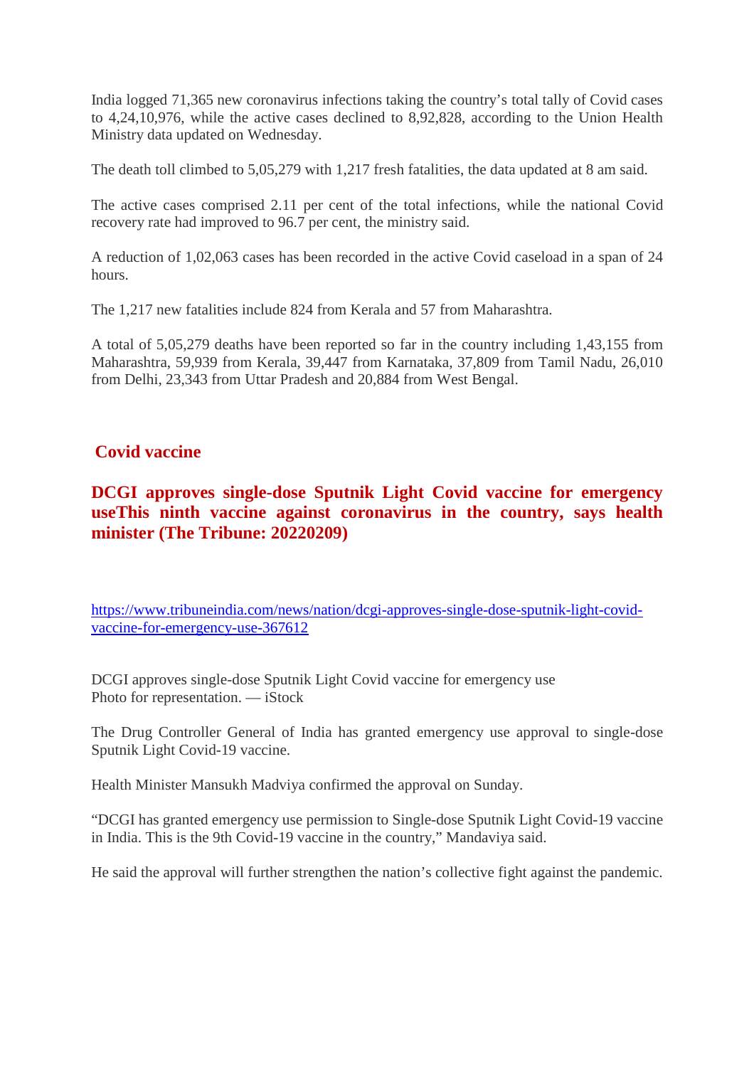India logged 71,365 new coronavirus infections taking the country's total tally of Covid cases to 4,24,10,976, while the active cases declined to 8,92,828, according to the Union Health Ministry data updated on Wednesday.

The death toll climbed to 5,05,279 with 1,217 fresh fatalities, the data updated at 8 am said.

The active cases comprised 2.11 per cent of the total infections, while the national Covid recovery rate had improved to 96.7 per cent, the ministry said.

A reduction of 1,02,063 cases has been recorded in the active Covid caseload in a span of 24 hours.

The 1,217 new fatalities include 824 from Kerala and 57 from Maharashtra.

A total of 5,05,279 deaths have been reported so far in the country including 1,43,155 from Maharashtra, 59,939 from Kerala, 39,447 from Karnataka, 37,809 from Tamil Nadu, 26,010 from Delhi, 23,343 from Uttar Pradesh and 20,884 from West Bengal.

## Covid vaccine

### DCGI approves single-dose Sputnik Light Covid vaccine for emergency useThis ninth vaccine against coronavirus in the country, says health minister (The Tribune: 20220209)

https://www.tribuneindia.com/news/nation/dcgi-approves-single-dose-sputnik-light-covid-vaccine-for-emergency-use-367612

DCGI approves single-dose Sputnik Light Covid vaccine for emergency use
Photo for representation. — iStock

The Drug Controller General of India has granted emergency use approval to single-dose Sputnik Light Covid-19 vaccine.

Health Minister Mansukh Madviya confirmed the approval on Sunday.

"DCGI has granted emergency use permission to Single-dose Sputnik Light Covid-19 vaccine in India. This is the 9th Covid-19 vaccine in the country," Mandaviya said.

He said the approval will further strengthen the nation's collective fight against the pandemic.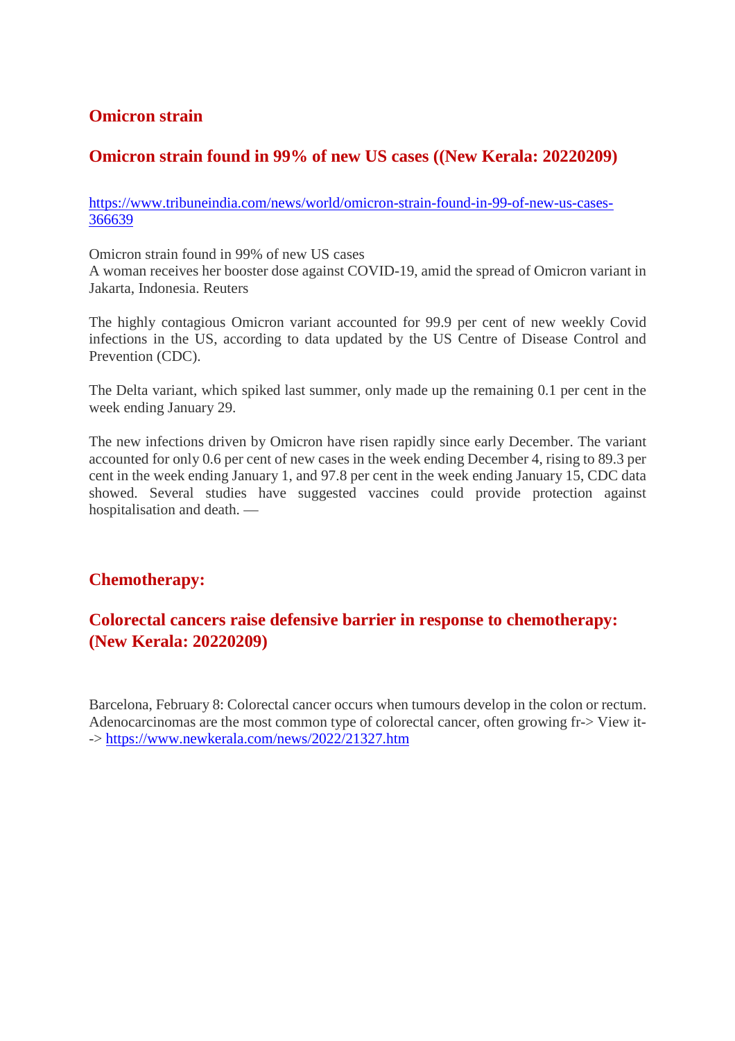## Omicron strain

## Omicron strain found in 99% of new US cases ((New Kerala: 20220209)

https://www.tribuneindia.com/news/world/omicron-strain-found-in-99-of-new-us-cases-366639

Omicron strain found in 99% of new US cases
A woman receives her booster dose against COVID-19, amid the spread of Omicron variant in Jakarta, Indonesia. Reuters

The highly contagious Omicron variant accounted for 99.9 per cent of new weekly Covid infections in the US, according to data updated by the US Centre of Disease Control and Prevention (CDC).

The Delta variant, which spiked last summer, only made up the remaining 0.1 per cent in the week ending January 29.

The new infections driven by Omicron have risen rapidly since early December. The variant accounted for only 0.6 per cent of new cases in the week ending December 4, rising to 89.3 per cent in the week ending January 1, and 97.8 per cent in the week ending January 15, CDC data showed. Several studies have suggested vaccines could provide protection against hospitalisation and death. —

## Chemotherapy:

## Colorectal cancers raise defensive barrier in response to chemotherapy: (New Kerala: 20220209)

Barcelona, February 8: Colorectal cancer occurs when tumours develop in the colon or rectum. Adenocarcinomas are the most common type of colorectal cancer, often growing fr-> View it--> https://www.newkerala.com/news/2022/21327.htm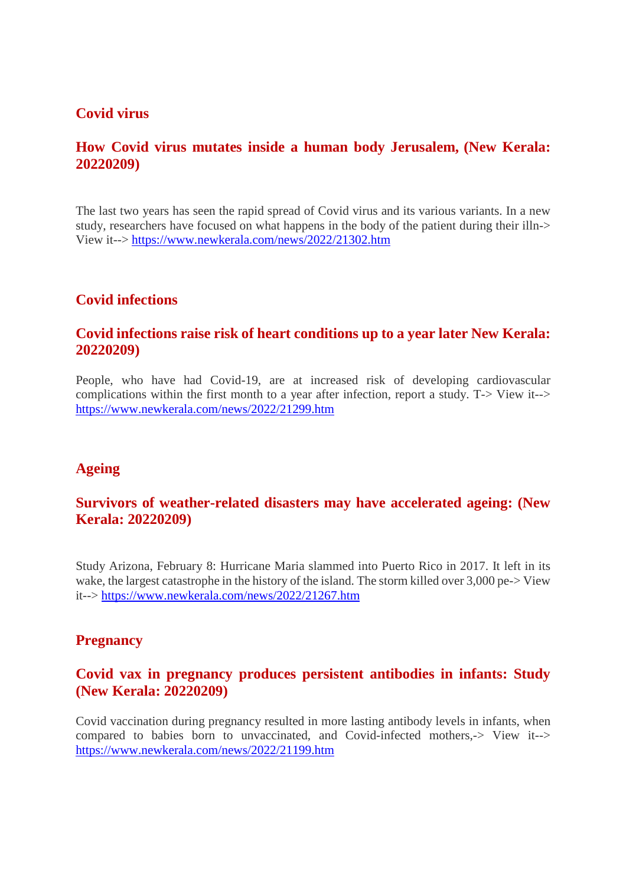## Covid virus

### How Covid virus mutates inside a human body Jerusalem, (New Kerala: 20220209)

The last two years has seen the rapid spread of Covid virus and its various variants. In a new study, researchers have focused on what happens in the body of the patient during their illn-> View it--> https://www.newkerala.com/news/2022/21302.htm

## Covid infections

### Covid infections raise risk of heart conditions up to a year later New Kerala: 20220209)

People, who have had Covid-19, are at increased risk of developing cardiovascular complications within the first month to a year after infection, report a study. T-> View it--> https://www.newkerala.com/news/2022/21299.htm

## Ageing

### Survivors of weather-related disasters may have accelerated ageing: (New Kerala: 20220209)

Study Arizona, February 8: Hurricane Maria slammed into Puerto Rico in 2017. It left in its wake, the largest catastrophe in the history of the island. The storm killed over 3,000 pe-> View it--> https://www.newkerala.com/news/2022/21267.htm

## Pregnancy

### Covid vax in pregnancy produces persistent antibodies in infants: Study (New Kerala: 20220209)

Covid vaccination during pregnancy resulted in more lasting antibody levels in infants, when compared to babies born to unvaccinated, and Covid-infected mothers,-> View it--> https://www.newkerala.com/news/2022/21199.htm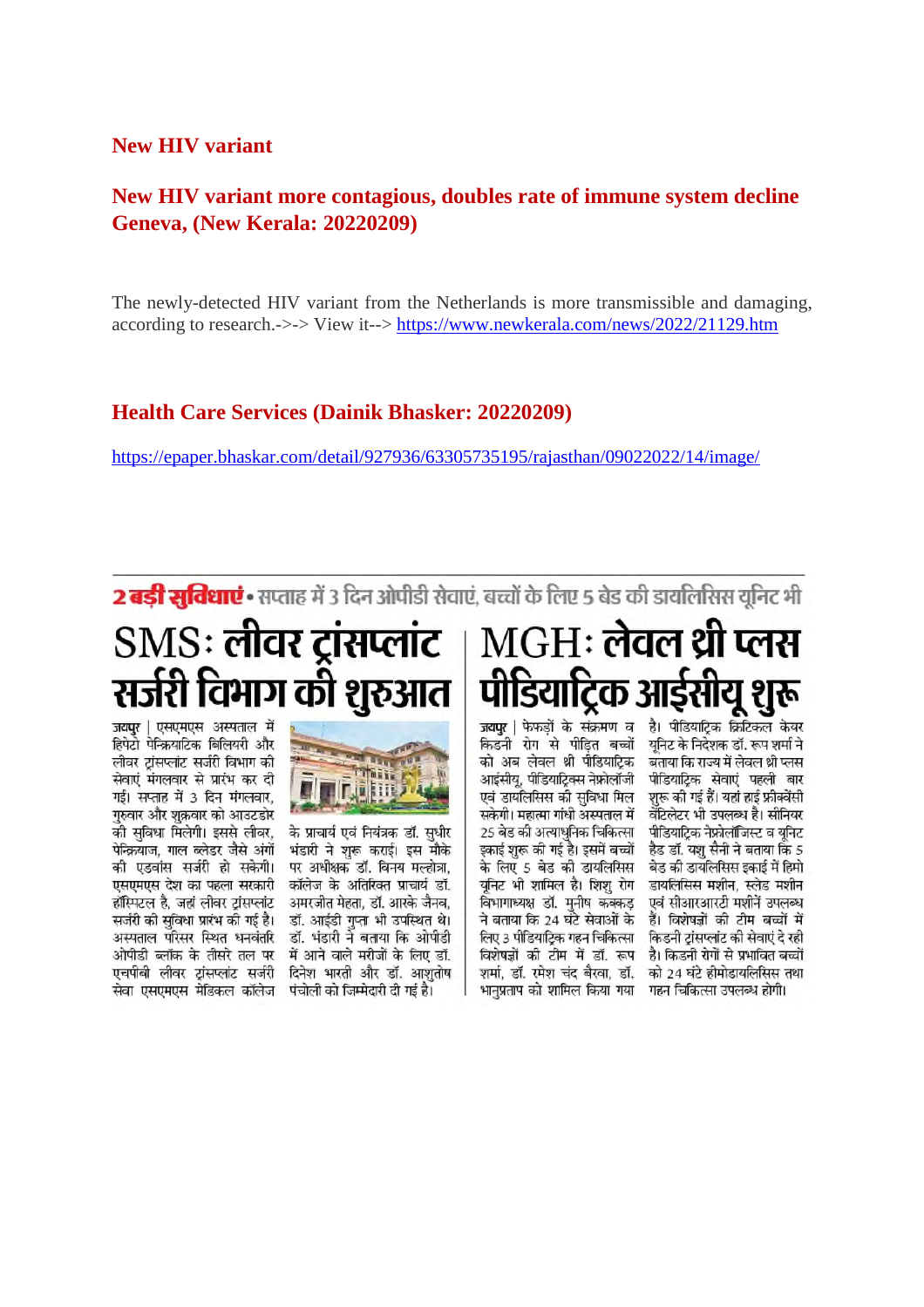## New HIV variant

## New HIV variant more contagious, doubles rate of immune system decline Geneva, (New Kerala: 20220209)

The newly-detected HIV variant from the Netherlands is more transmissible and damaging, according to research.->-> View it--> https://www.newkerala.com/news/2022/21129.htm

## Health Care Services (Dainik Bhasker: 20220209)

https://epaper.bhaskar.com/detail/927936/63305735195/rajasthan/09022022/14/image/

**2 बड़ी सुविधाएं** • सप्ताह में 3 दिन ओपीडी सेवाएं, बच्चों के लिए 5 बेड की डायलिसिस यूनिट भी

# SMS: लीवर ट्रांसप्लांट सर्जरी विभाग की शुरुआत

जयपुर | एसएमएस अस्पताल में हिपेटो पेन्क्रियाटिक बिलियरी और लीवर ट्रांसप्लांट सर्जरी विभाग की सेवाएं मंगलवार से प्रारंभ कर दी गईं। सप्ताह में 3 दिन मंगलवार, गुरुवार और शुक्रवार को आउटडोर की सुविधा मिलेगी। इससे लीवर, पेन्क्रियाज, गाल ब्लेडर जैसे अंगों की एडवांस सर्जरी हो सकेगी। एसएमएस देश का पहला सरकारी हॉस्पिटल है, जहां लीवर ट्रांसप्लांट सर्जरी की सुविधा प्रारंभ की गई है। अस्पताल परिसर स्थित धनवंतरि ओपीडी ब्लॉक के तीसरे तल पर एचपीबी लीवर ट्रांसप्लांट सर्जरी सेवा एसएमएस मेडिकल कॉलेज के प्राचार्य एवं नियंत्रक डॉ. सुधीर भंडारी ने शुरू कराई। इस मौके पर अधीक्षक डॉ. विनय मल्होत्रा, कॉलेज के अतिरिक्त प्राचार्य डॉ. अमरजीत मेहता, डॉ. आरके जैनव, डॉ. आईडी गुप्ता भी उपस्थित थे। डॉ. भंडारी ने बताया कि ओपीडी में आने वाले मरीजों के लिए डॉ. दिनेश भारती और डॉ. आशुतोष पंचोली को जिम्मेदारी दी गई है।

# MGH: लेवल थ्री प्लस पीडियाट्रिक आईसीयू शुरू

जयपुर | फेफड़ों के संक्रमण व किडनी रोग से पीड़ित बच्चों को अब लेवल थ्री पीडियाट्रिक आईसीयू, पीडियाट्रिक्स नेफ्रोलॉजी एवं डायलिसिस की सुविधा मिल सकेगी। महात्मा गांधी अस्पताल में 25 बेड की अत्याधुनिक चिकित्सा इकाई शुरू की गई है। इसमें बच्चों के लिए 5 बेड की डायलिसिस यूनिट भी शामिल है। शिशु रोग विभागाध्यक्ष डॉ. मुनीष कक्कड़ ने बताया कि 24 घंटे सेवाओं के लिए 3 पीडियाट्रिक गहन चिकित्सा विशेषज्ञों की टीम में डॉ. रूप शर्मा, डॉ. रमेश चंद बैरवा, डॉ. भानुप्रताप को शामिल किया गया है। पीडियाट्रिक क्रिटिकल केयर यूनिट के निदेशक डॉ. रूप शर्मा ने बताया कि राज्य में लेवल थ्री प्लस पीडियाट्रिक सेवाएं पहली बार शुरू की गई हैं। यहां हाई फ्रीक्वेंसी वेंटिलेटर भी उपलब्ध है। सीनियर पीडियाट्रिक नेफ्रोलॉजिस्ट व यूनिट हैड डॉ. यशु सैनी ने बताया कि 5 बेड की डायलिसिस इकाई में हिमो डायलिसिस मशीन, स्लेड मशीन एवं सीआरआरटी मशीनें उपलब्ध हैं। विशेषज्ञों की टीम बच्चों में किडनी ट्रांसप्लांट की सेवाएं दे रही है। किडनी रोगों से प्रभावित बच्चों को 24 घंटे हीमोडायलिसिस तथा गहन चिकित्सा उपलब्ध होगी।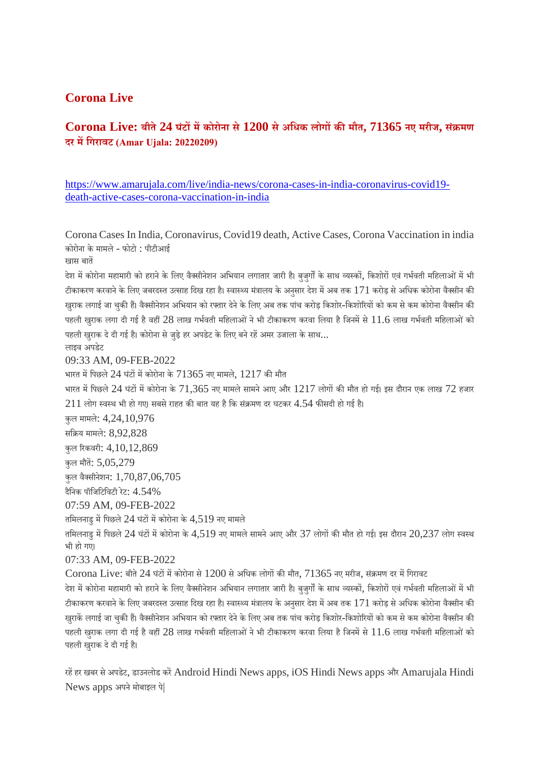# Corona Live

## Corona Live: बीते 24 घंटों में कोरोना से 1200 से अधिक लोगों की मौत, 71365 नए मरीज, संक्रमण दर में गिरावट (Amar Ujala: 20220209)

https://www.amarujala.com/live/india-news/corona-cases-in-india-coronavirus-covid19-death-active-cases-corona-vaccination-in-india

Corona Cases In India, Coronavirus, Covid19 death, Active Cases, Corona Vaccination in india
कोरोना के मामले - फोटो : पीटीआई

खास बातें

देश में कोरोना महामारी को हराने के लिए वैक्सीनेशन अभियान लगातार जारी है। बुजुर्गों के साथ व्यस्कों, किशोरों एवं गर्भवती महिलाओं में भी टीकाकरण करवाने के लिए जबरदस्त उत्साह दिख रहा है। स्वास्थ्य मंत्रालय के अनुसार देश में अब तक 171 करोड़ से अधिक कोरोना वैक्सीन की खुराक लगाई जा चुकी हैं। वैक्सीनेशन अभियान को रफ्तार देने के लिए अब तक पांच करोड़ किशोर-किशोरियों को कम से कम कोरोना वैक्सीन की पहली खुराक लगा दी गई है वहीं 28 लाख गर्भवती महिलाओं ने भी टीकाकरण करवा लिया है जिनमें से 11.6 लाख गर्भवती महिलाओं को पहली खुराक दे दी गई है। कोरोना से जुड़े हर अपडेट के लिए बने रहें अमर उजाला के साथ...

लाइव अपडेट

09:33 AM, 09-FEB-2022

भारत में पिछले 24 घंटों में कोरोना के 71365 नए मामले, 1217 की मौत

भारत में पिछले 24 घंटों में कोरोना के 71,365 नए मामले सामने आए और 1217 लोगों की मौत हो गई। इस दौरान एक लाख 72 हजार 211 लोग स्वस्थ भी हो गए। सबसे राहत की बात यह है कि संक्रमण दर घटकर 4.54 फीसदी हो गई है।

कुल मामले: 4,24,10,976

सक्रिय मामले: 8,92,828

कुल रिकवरी: 4,10,12,869

कुल मौतें: 5,05,279

कुल वैक्सीनेशन: 1,70,87,06,705

दैनिक पॉजिटिविटी रेट: 4.54%

07:59 AM, 09-FEB-2022

तमिलनाडु में पिछले 24 घंटों में कोरोना के 4,519 नए मामले

तमिलनाडु में पिछले 24 घंटों में कोरोना के 4,519 नए मामले सामने आए और 37 लोगों की मौत हो गई। इस दौरान 20,237 लोग स्वस्थ भी हो गए।

07:33 AM, 09-FEB-2022

Corona Live: बीते 24 घंटों में कोरोना से 1200 से अधिक लोगों की मौत, 71365 नए मरीज, संक्रमण दर में गिरावट

देश में कोरोना महामारी को हराने के लिए वैक्सीनेशन अभियान लगातार जारी है। बुजुर्गों के साथ व्यस्कों, किशोरों एवं गर्भवती महिलाओं में भी टीकाकरण करवाने के लिए जबरदस्त उत्साह दिख रहा है। स्वास्थ्य मंत्रालय के अनुसार देश में अब तक 171 करोड़ से अधिक कोरोना वैक्सीन की खुराकें लगाई जा चुकी हैं। वैक्सीनेशन अभियान को रफ्तार देने के लिए अब तक पांच करोड़ किशोर-किशोरियों को कम से कम कोरोना वैक्सीन की पहली खुराक लगा दी गई है वहीं 28 लाख गर्भवती महिलाओं ने भी टीकाकरण करवा लिया है जिनमें से 11.6 लाख गर्भवती महिलाओं को पहली खुराक दे दी गई है।

रहें हर खबर से अपडेट, डाउनलोड करें Android Hindi News apps, iOS Hindi News apps और Amarujala Hindi News apps अपने मोबाइल पे|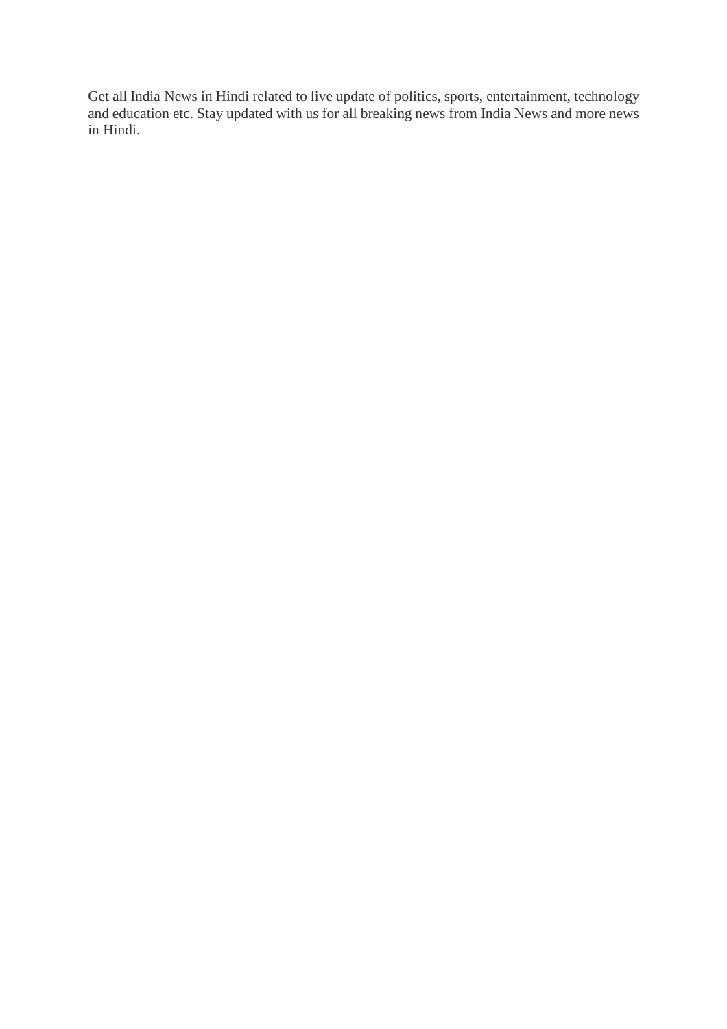Get all India News in Hindi related to live update of politics, sports, entertainment, technology and education etc. Stay updated with us for all breaking news from India News and more news in Hindi.